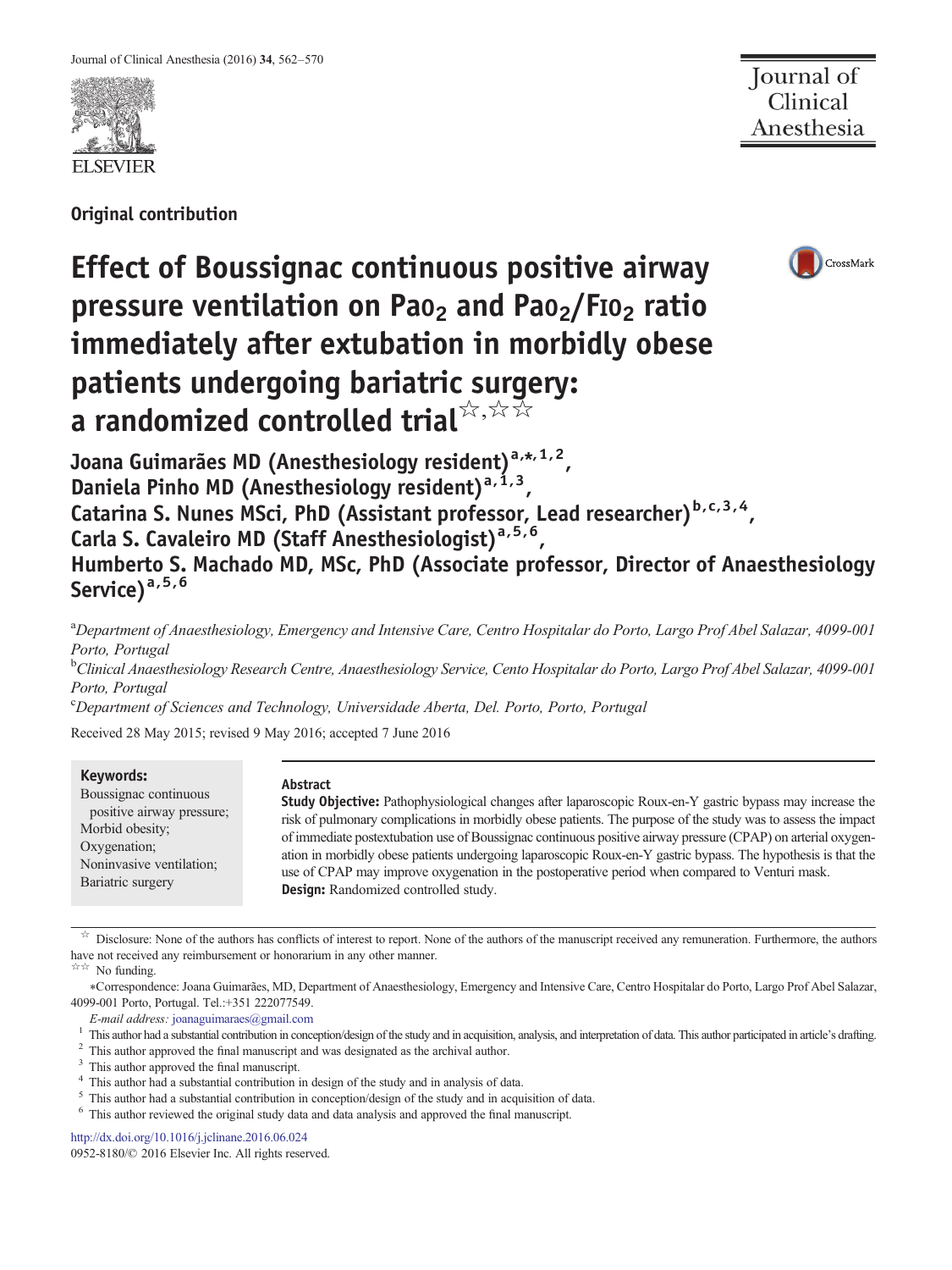Original contribution

# Effect of Boussignac continuous positive airway pressure ventilation on $Pa_{O_2}$ and $Pa_{O_2}/F_{IO_2}$ ratio immediately after extubation in morbidly obese patients undergoing bariatric surgery: a randomized controlled trial☆,☆☆

**Joana Guimarães MD (Anesthesiology resident)[a,*,1,2], Daniela Pinho MD (Anesthesiology resident)[a,1,3], Catarina S. Nunes MSci, PhD (Assistant professor, Lead researcher)[b,c,3,4], Carla S. Cavaleiro MD (Staff Anesthesiologist)[a,5,6], Humberto S. Machado MD, MSc, PhD (Associate professor, Director of Anaesthesiology Service)[a,5,6]**

[a]*Department of Anaesthesiology, Emergency and Intensive Care, Centro Hospitalar do Porto, Largo Prof Abel Salazar, 4099-001 Porto, Portugal*

[b]*Clinical Anaesthesiology Research Centre, Anaesthesiology Service, Cento Hospitalar do Porto, Largo Prof Abel Salazar, 4099-001 Porto, Portugal*

[c]*Department of Sciences and Technology, Universidade Aberta, Del. Porto, Porto, Portugal*

Received 28 May 2015; revised 9 May 2016; accepted 7 June 2016

**Keywords:**
Boussignac continuous positive airway pressure;
Morbid obesity;
Oxygenation;
Noninvasive ventilation;
Bariatric surgery

## Abstract

**Study Objective:** Pathophysiological changes after laparoscopic Roux-en-Y gastric bypass may increase the risk of pulmonary complications in morbidly obese patients. The purpose of the study was to assess the impact of immediate postextubation use of Boussignac continuous positive airway pressure (CPAP) on arterial oxygenation in morbidly obese patients undergoing laparoscopic Roux-en-Y gastric bypass. The hypothesis is that the use of CPAP may improve oxygenation in the postoperative period when compared to Venturi mask.

**Design:** Randomized controlled study.

☆ Disclosure: None of the authors has conflicts of interest to report. None of the authors of the manuscript received any remuneration. Furthermore, the authors have not received any reimbursement or honorarium in any other manner.

☆☆ No funding.

*Correspondence: Joana Guimarães, MD, Department of Anaesthesiology, Emergency and Intensive Care, Centro Hospitalar do Porto, Largo Prof Abel Salazar, 4099-001 Porto, Portugal. Tel.:+351 222077549.

*E-mail address:* joanaguimaraes@gmail.com

[1] This author had a substantial contribution in conception/design of the study and in acquisition, analysis, and interpretation of data. This author participated in article's drafting.

[2] This author approved the final manuscript and was designated as the archival author.

[3] This author approved the final manuscript.

[4] This author had a substantial contribution in design of the study and in analysis of data.

[5] This author had a substantial contribution in conception/design of the study and in acquisition of data.

[6] This author reviewed the original study data and data analysis and approved the final manuscript.

http://dx.doi.org/10.1016/j.jclinane.2016.06.024
0952-8180/© 2016 Elsevier Inc. All rights reserved.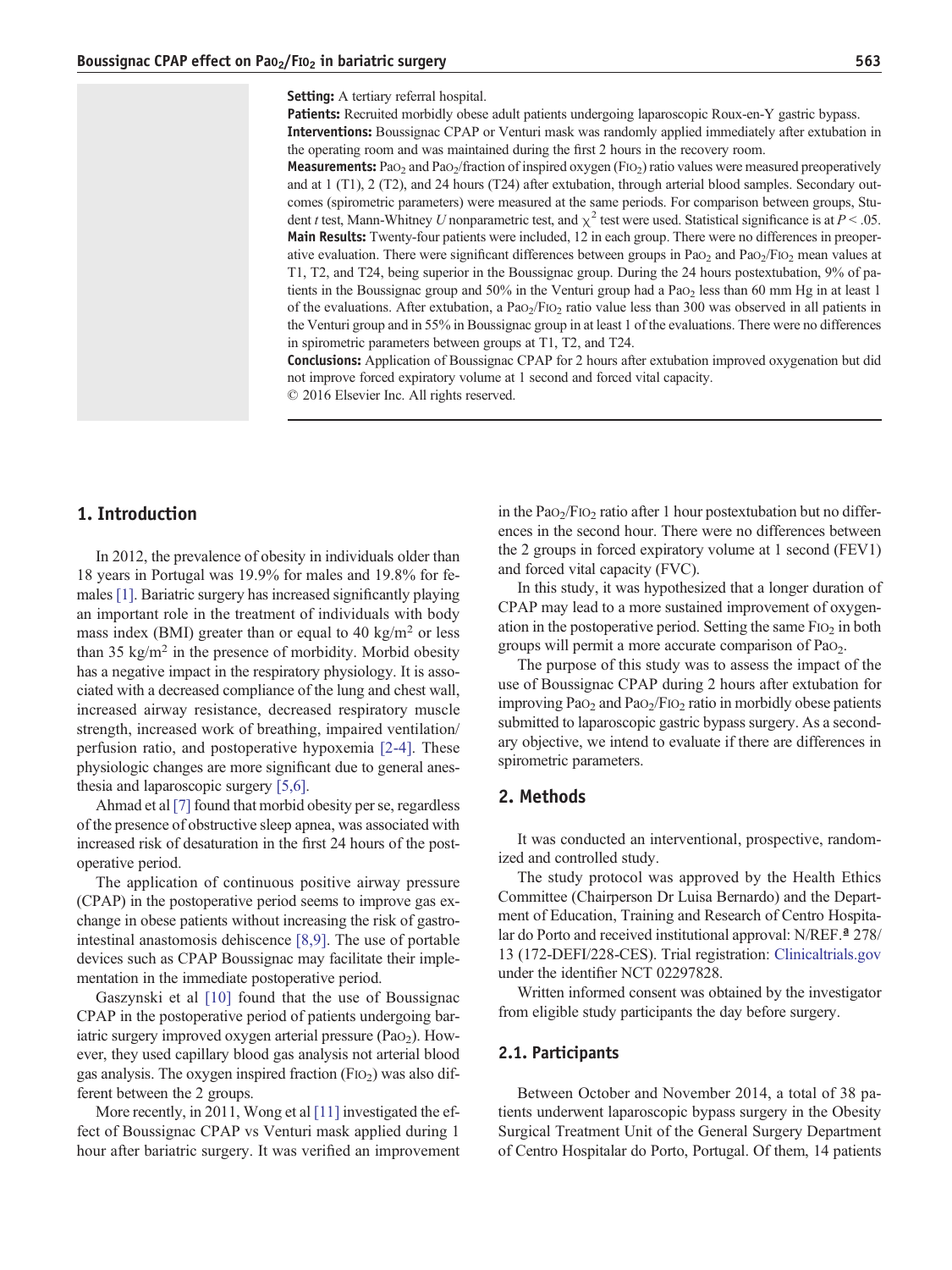**Setting:** A tertiary referral hospital.

**Patients:** Recruited morbidly obese adult patients undergoing laparoscopic Roux-en-Y gastric bypass.

**Interventions:** Boussignac CPAP or Venturi mask was randomly applied immediately after extubation in the operating room and was maintained during the first 2 hours in the recovery room.

**Measurements:** $PaO_2$ and $PaO_2$/fraction of inspired oxygen ($FIO_2$) ratio values were measured preoperatively and at 1 (T1), 2 (T2), and 24 hours (T24) after extubation, through arterial blood samples. Secondary outcomes (spirometric parameters) were measured at the same periods. For comparison between groups, Student *t* test, Mann-Whitney *U* nonparametric test, and $\chi^2$ test were used. Statistical significance is at $P < .05$.

**Main Results:** Twenty-four patients were included, 12 in each group. There were no differences in preoperative evaluation. There were significant differences between groups in $PaO_2$ and $PaO_2/FIO_2$ mean values at T1, T2, and T24, being superior in the Boussignac group. During the 24 hours postextubation, 9% of patients in the Boussignac group and 50% in the Venturi group had a $PaO_2$ less than 60 mm Hg in at least 1 of the evaluations. After extubation, a $PaO_2/FIO_2$ ratio value less than 300 was observed in all patients in the Venturi group and in 55% in Boussignac group in at least 1 of the evaluations. There were no differences in spirometric parameters between groups at T1, T2, and T24.

**Conclusions:** Application of Boussignac CPAP for 2 hours after extubation improved oxygenation but did not improve forced expiratory volume at 1 second and forced vital capacity.

© 2016 Elsevier Inc. All rights reserved.

## 1. Introduction

In 2012, the prevalence of obesity in individuals older than 18 years in Portugal was 19.9% for males and 19.8% for females [1]. Bariatric surgery has increased significantly playing an important role in the treatment of individuals with body mass index (BMI) greater than or equal to 40 kg/m$^2$ or less than 35 kg/m$^2$ in the presence of morbidity. Morbid obesity has a negative impact in the respiratory physiology. It is associated with a decreased compliance of the lung and chest wall, increased airway resistance, decreased respiratory muscle strength, increased work of breathing, impaired ventilation/perfusion ratio, and postoperative hypoxemia [2-4]. These physiologic changes are more significant due to general anesthesia and laparoscopic surgery [5,6].

Ahmad et al [7] found that morbid obesity per se, regardless of the presence of obstructive sleep apnea, was associated with increased risk of desaturation in the first 24 hours of the postoperative period.

The application of continuous positive airway pressure (CPAP) in the postoperative period seems to improve gas exchange in obese patients without increasing the risk of gastrointestinal anastomosis dehiscence [8,9]. The use of portable devices such as CPAP Boussignac may facilitate their implementation in the immediate postoperative period.

Gaszynski et al [10] found that the use of Boussignac CPAP in the postoperative period of patients undergoing bariatric surgery improved oxygen arterial pressure ($PaO_2$). However, they used capillary blood gas analysis not arterial blood gas analysis. The oxygen inspired fraction ($FIO_2$) was also different between the 2 groups.

More recently, in 2011, Wong et al [11] investigated the effect of Boussignac CPAP vs Venturi mask applied during 1 hour after bariatric surgery. It was verified an improvement in the $PaO_2/FIO_2$ ratio after 1 hour postextubation but no differences in the second hour. There were no differences between the 2 groups in forced expiratory volume at 1 second (FEV1) and forced vital capacity (FVC).

In this study, it was hypothesized that a longer duration of CPAP may lead to a more sustained improvement of oxygenation in the postoperative period. Setting the same $FIO_2$ in both groups will permit a more accurate comparison of $PaO_2$.

The purpose of this study was to assess the impact of the use of Boussignac CPAP during 2 hours after extubation for improving $PaO_2$ and $PaO_2/FIO_2$ ratio in morbidly obese patients submitted to laparoscopic gastric bypass surgery. As a secondary objective, we intend to evaluate if there are differences in spirometric parameters.

## 2. Methods

It was conducted an interventional, prospective, randomized and controlled study.

The study protocol was approved by the Health Ethics Committee (Chairperson Dr Luisa Bernardo) and the Department of Education, Training and Research of Centro Hospitalar do Porto and received institutional approval: N/REF.ª 278/13 (172-DEFI/228-CES). Trial registration: Clinicaltrials.gov under the identifier NCT 02297828.

Written informed consent was obtained by the investigator from eligible study participants the day before surgery.

### 2.1. Participants

Between October and November 2014, a total of 38 patients underwent laparoscopic bypass surgery in the Obesity Surgical Treatment Unit of the General Surgery Department of Centro Hospitalar do Porto, Portugal. Of them, 14 patients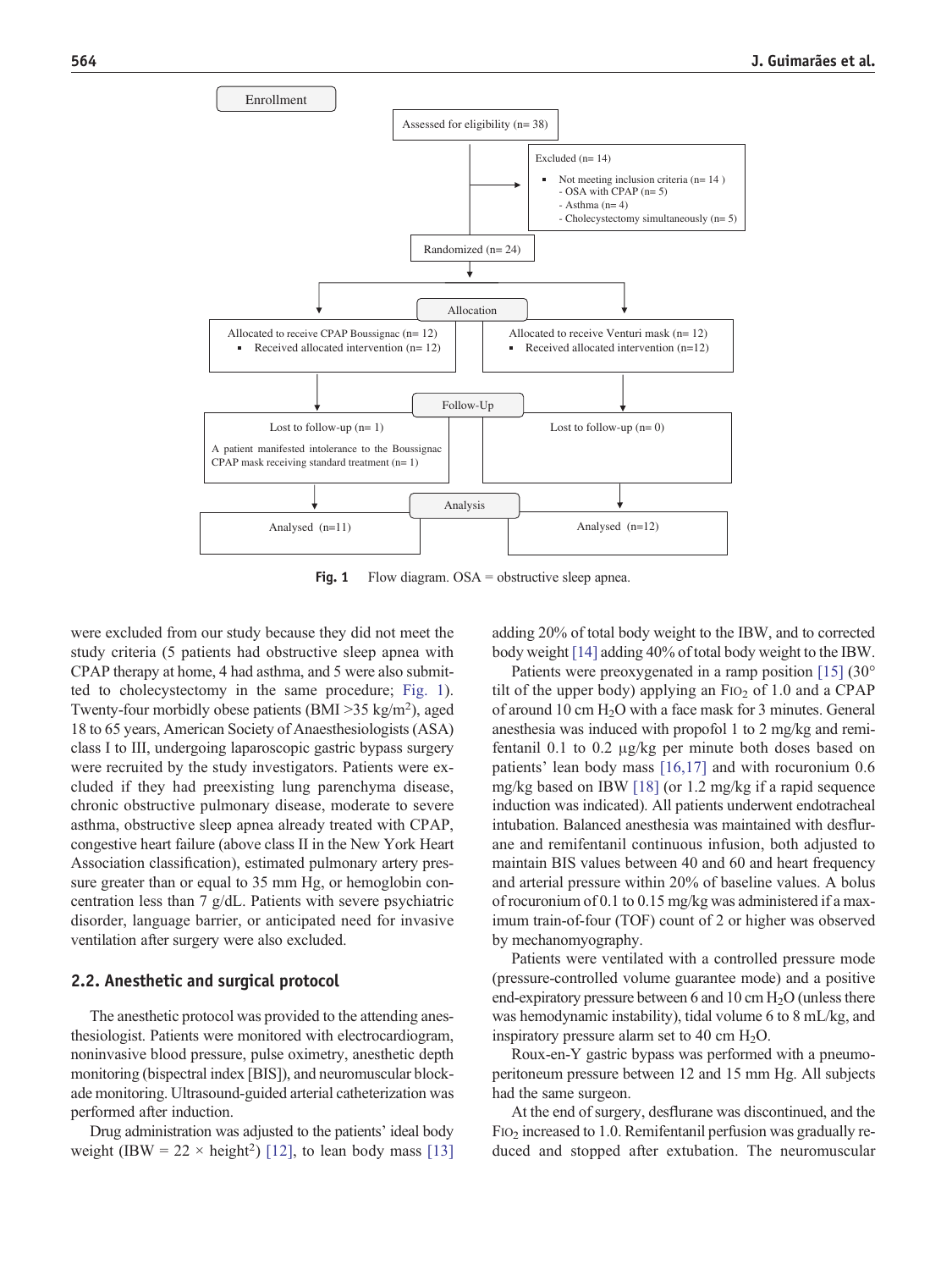Enrollment

Assessed for eligibility (n= 38)

Excluded (n= 14)

- Not meeting inclusion criteria (n= 14 )
  - OSA with CPAP (n= 5)
  - Asthma (n= 4)
  - Cholecystectomy simultaneously (n= 5)

Randomized (n= 24)

Allocation

| Allocated to receive CPAP Boussignac (n= 12) | Allocated to receive Venturi mask (n= 12) |
|---|---|
| Received allocated intervention (n= 12) | Received allocated intervention (n=12) |

Follow-Up

| Lost to follow-up (n= 1) | Lost to follow-up (n= 0) |
|---|---|
| A patient manifested intolerance to the Boussignac CPAP mask receiving standard treatment (n= 1) | |

Analysis

| Analysed (n=11) | Analysed (n=12) |
|---|---|

**Fig. 1** Flow diagram. OSA = obstructive sleep apnea.

were excluded from our study because they did not meet the study criteria (5 patients had obstructive sleep apnea with CPAP therapy at home, 4 had asthma, and 5 were also submitted to cholecystectomy in the same procedure; Fig. 1). Twenty-four morbidly obese patients (BMI >35 kg/m$^2$), aged 18 to 65 years, American Society of Anaesthesiologists (ASA) class I to III, undergoing laparoscopic gastric bypass surgery were recruited by the study investigators. Patients were excluded if they had preexisting lung parenchyma disease, chronic obstructive pulmonary disease, moderate to severe asthma, obstructive sleep apnea already treated with CPAP, congestive heart failure (above class II in the New York Heart Association classification), estimated pulmonary artery pressure greater than or equal to 35 mm Hg, or hemoglobin concentration less than 7 g/dL. Patients with severe psychiatric disorder, language barrier, or anticipated need for invasive ventilation after surgery were also excluded.

## 2.2. Anesthetic and surgical protocol

The anesthetic protocol was provided to the attending anesthesiologist. Patients were monitored with electrocardiogram, noninvasive blood pressure, pulse oximetry, anesthetic depth monitoring (bispectral index [BIS]), and neuromuscular blockade monitoring. Ultrasound-guided arterial catheterization was performed after induction.

Drug administration was adjusted to the patients' ideal body weight (IBW = 22 × height$^2$) [12], to lean body mass [13] adding 20% of total body weight to the IBW, and to corrected body weight [14] adding 40% of total body weight to the IBW.

Patients were preoxygenated in a ramp position [15] (30° tilt of the upper body) applying an $F_{IO_2}$ of 1.0 and a CPAP of around 10 cm $H_2O$ with a face mask for 3 minutes. General anesthesia was induced with propofol 1 to 2 mg/kg and remifentanil 0.1 to 0.2 μg/kg per minute both doses based on patients' lean body mass [16,17] and with rocuronium 0.6 mg/kg based on IBW [18] (or 1.2 mg/kg if a rapid sequence induction was indicated). All patients underwent endotracheal intubation. Balanced anesthesia was maintained with desflurane and remifentanil continuous infusion, both adjusted to maintain BIS values between 40 and 60 and heart frequency and arterial pressure within 20% of baseline values. A bolus of rocuronium of 0.1 to 0.15 mg/kg was administered if a maximum train-of-four (TOF) count of 2 or higher was observed by mechanomyography.

Patients were ventilated with a controlled pressure mode (pressure-controlled volume guarantee mode) and a positive end-expiratory pressure between 6 and 10 cm $H_2O$ (unless there was hemodynamic instability), tidal volume 6 to 8 mL/kg, and inspiratory pressure alarm set to 40 cm $H_2O$.

Roux-en-Y gastric bypass was performed with a pneumoperitoneum pressure between 12 and 15 mm Hg. All subjects had the same surgeon.

At the end of surgery, desflurane was discontinued, and the $F_{IO_2}$ increased to 1.0. Remifentanil perfusion was gradually reduced and stopped after extubation. The neuromuscular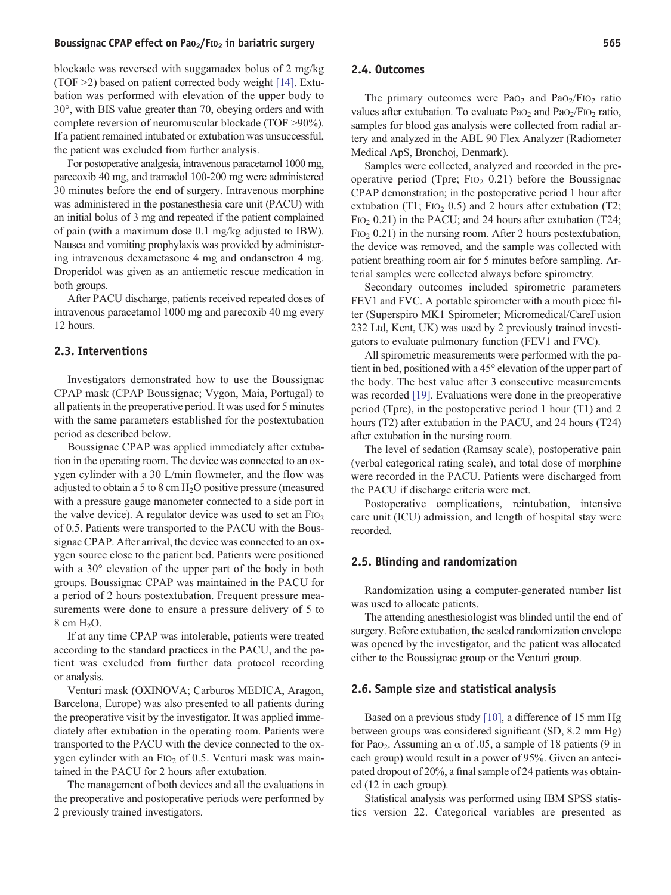blockade was reversed with suggamadex bolus of 2 mg/kg (TOF >2) based on patient corrected body weight [14]. Extubation was performed with elevation of the upper body to 30°, with BIS value greater than 70, obeying orders and with complete reversion of neuromuscular blockade (TOF >90%). If a patient remained intubated or extubation was unsuccessful, the patient was excluded from further analysis.

For postoperative analgesia, intravenous paracetamol 1000 mg, parecoxib 40 mg, and tramadol 100-200 mg were administered 30 minutes before the end of surgery. Intravenous morphine was administered in the postanesthesia care unit (PACU) with an initial bolus of 3 mg and repeated if the patient complained of pain (with a maximum dose 0.1 mg/kg adjusted to IBW). Nausea and vomiting prophylaxis was provided by administering intravenous dexametasone 4 mg and ondansetron 4 mg. Droperidol was given as an antiemetic rescue medication in both groups.

After PACU discharge, patients received repeated doses of intravenous paracetamol 1000 mg and parecoxib 40 mg every 12 hours.

## 2.3. Interventions

Investigators demonstrated how to use the Boussignac CPAP mask (CPAP Boussignac; Vygon, Maia, Portugal) to all patients in the preoperative period. It was used for 5 minutes with the same parameters established for the postextubation period as described below.

Boussignac CPAP was applied immediately after extubation in the operating room. The device was connected to an oxygen cylinder with a 30 L/min flowmeter, and the flow was adjusted to obtain a 5 to 8 cm $H_2O$ positive pressure (measured with a pressure gauge manometer connected to a side port in the valve device). A regulator device was used to set an $F_{IO_2}$ of 0.5. Patients were transported to the PACU with the Boussignac CPAP. After arrival, the device was connected to an oxygen source close to the patient bed. Patients were positioned with a 30° elevation of the upper part of the body in both groups. Boussignac CPAP was maintained in the PACU for a period of 2 hours postextubation. Frequent pressure measurements were done to ensure a pressure delivery of 5 to 8 cm $H_2O$.

If at any time CPAP was intolerable, patients were treated according to the standard practices in the PACU, and the patient was excluded from further data protocol recording or analysis.

Venturi mask (OXINOVA; Carburos MEDICA, Aragon, Barcelona, Europe) was also presented to all patients during the preoperative visit by the investigator. It was applied immediately after extubation in the operating room. Patients were transported to the PACU with the device connected to the oxygen cylinder with an $F_{IO_2}$ of 0.5. Venturi mask was maintained in the PACU for 2 hours after extubation.

The management of both devices and all the evaluations in the preoperative and postoperative periods were performed by 2 previously trained investigators.

## 2.4. Outcomes

The primary outcomes were $Pa_{O_2}$ and $Pa_{O_2}/F_{IO_2}$ ratio values after extubation. To evaluate $Pa_{O_2}$ and $Pa_{O_2}/F_{IO_2}$ ratio, samples for blood gas analysis were collected from radial artery and analyzed in the ABL 90 Flex Analyzer (Radiometer Medical ApS, Bronchoj, Denmark).

Samples were collected, analyzed and recorded in the preoperative period (Tpre; $F_{IO_2}$ 0.21) before the Boussignac CPAP demonstration; in the postoperative period 1 hour after extubation (T1; $F_{IO_2}$ 0.5) and 2 hours after extubation (T2; $F_{IO_2}$ 0.21) in the PACU; and 24 hours after extubation (T24; $F_{IO_2}$ 0.21) in the nursing room. After 2 hours postextubation, the device was removed, and the sample was collected with patient breathing room air for 5 minutes before sampling. Arterial samples were collected always before spirometry.

Secondary outcomes included spirometric parameters FEV1 and FVC. A portable spirometer with a mouth piece filter (Superspiro MK1 Spirometer; Micromedical/CareFusion 232 Ltd, Kent, UK) was used by 2 previously trained investigators to evaluate pulmonary function (FEV1 and FVC).

All spirometric measurements were performed with the patient in bed, positioned with a 45° elevation of the upper part of the body. The best value after 3 consecutive measurements was recorded [19]. Evaluations were done in the preoperative period (Tpre), in the postoperative period 1 hour (T1) and 2 hours (T2) after extubation in the PACU, and 24 hours (T24) after extubation in the nursing room.

The level of sedation (Ramsay scale), postoperative pain (verbal categorical rating scale), and total dose of morphine were recorded in the PACU. Patients were discharged from the PACU if discharge criteria were met.

Postoperative complications, reintubation, intensive care unit (ICU) admission, and length of hospital stay were recorded.

## 2.5. Blinding and randomization

Randomization using a computer-generated number list was used to allocate patients.

The attending anesthesiologist was blinded until the end of surgery. Before extubation, the sealed randomization envelope was opened by the investigator, and the patient was allocated either to the Boussignac group or the Venturi group.

## 2.6. Sample size and statistical analysis

Based on a previous study [10], a difference of 15 mm Hg between groups was considered significant (SD, 8.2 mm Hg) for $Pa_{O_2}$. Assuming an $\alpha$ of .05, a sample of 18 patients (9 in each group) would result in a power of 95%. Given an antecipated dropout of 20%, a final sample of 24 patients was obtained (12 in each group).

Statistical analysis was performed using IBM SPSS statistics version 22. Categorical variables are presented as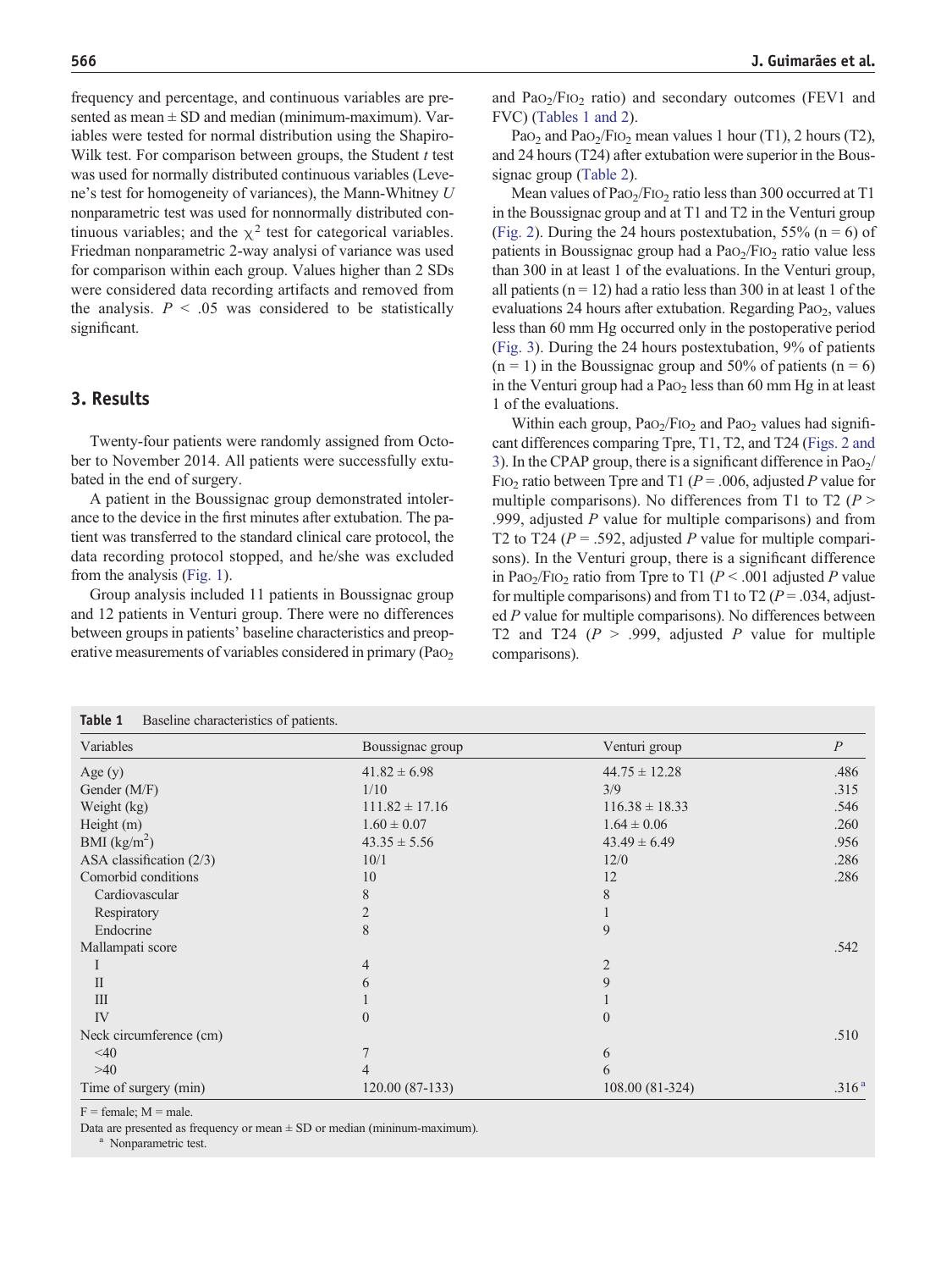frequency and percentage, and continuous variables are presented as mean ± SD and median (minimum-maximum). Variables were tested for normal distribution using the Shapiro-Wilk test. For comparison between groups, the Student *t* test was used for normally distributed continuous variables (Levene's test for homogeneity of variances), the Mann-Whitney *U* nonparametric test was used for nonnormally distributed continuous variables; and the $\chi^2$ test for categorical variables. Friedman nonparametric 2-way analysis of variance was used for comparison within each group. Values higher than 2 SDs were considered data recording artifacts and removed from the analysis. $P < .05$ was considered to be statistically significant.

## 3. Results

Twenty-four patients were randomly assigned from October to November 2014. All patients were successfully extubated in the end of surgery.

A patient in the Boussignac group demonstrated intolerance to the device in the first minutes after extubation. The patient was transferred to the standard clinical care protocol, the data recording protocol stopped, and he/she was excluded from the analysis (Fig. 1).

Group analysis included 11 patients in Boussignac group and 12 patients in Venturi group. There were no differences between groups in patients' baseline characteristics and preoperative measurements of variables considered in primary ($Pa_{O_2}$ and $Pa_{O_2}/F_{IO_2}$ ratio) and secondary outcomes (FEV1 and FVC) (Tables 1 and 2).

$Pa_{O_2}$ and $Pa_{O_2}/F_{IO_2}$ mean values 1 hour (T1), 2 hours (T2), and 24 hours (T24) after extubation were superior in the Boussignac group (Table 2).

Mean values of $Pa_{O_2}/F_{IO_2}$ ratio less than 300 occurred at T1 in the Boussignac group and at T1 and T2 in the Venturi group (Fig. 2). During the 24 hours postextubation, 55% (n = 6) of patients in Boussignac group had a $Pa_{O_2}/F_{IO_2}$ ratio value less than 300 in at least 1 of the evaluations. In the Venturi group, all patients (n = 12) had a ratio less than 300 in at least 1 of the evaluations 24 hours after extubation. Regarding $Pa_{O_2}$, values less than 60 mm Hg occurred only in the postoperative period (Fig. 3). During the 24 hours postextubation, 9% of patients (n = 1) in the Boussignac group and 50% of patients (n = 6) in the Venturi group had a $Pa_{O_2}$ less than 60 mm Hg in at least 1 of the evaluations.

Within each group, $Pa_{O_2}/F_{IO_2}$ and $Pa_{O_2}$ values had significant differences comparing Tpre, T1, T2, and T24 (Figs. 2 and 3). In the CPAP group, there is a significant difference in $Pa_{O_2}/F_{IO_2}$ ratio between Tpre and T1 ($P = .006$, adjusted *P* value for multiple comparisons). No differences from T1 to T2 ($P > .999$, adjusted *P* value for multiple comparisons) and from T2 to T24 ($P = .592$, adjusted *P* value for multiple comparisons). In the Venturi group, there is a significant difference in $Pa_{O_2}/F_{IO_2}$ ratio from Tpre to T1 ($P < .001$ adjusted *P* value for multiple comparisons) and from T1 to T2 ($P = .034$, adjusted *P* value for multiple comparisons). No differences between T2 and T24 ($P > .999$, adjusted *P* value for multiple comparisons).

**Table 1** Baseline characteristics of patients.

| Variables | Boussignac group | Venturi group | *P* |
|---|---|---|---|
| Age (y) | 41.82 ± 6.98 | 44.75 ± 12.28 | .486 |
| Gender (M/F) | 1/10 | 3/9 | .315 |
| Weight (kg) | 111.82 ± 17.16 | 116.38 ± 18.33 | .546 |
| Height (m) | 1.60 ± 0.07 | 1.64 ± 0.06 | .260 |
| BMI (kg/m$^2$) | 43.35 ± 5.56 | 43.49 ± 6.49 | .956 |
| ASA classification (2/3) | 10/1 | 12/0 | .286 |
| Comorbid conditions | 10 | 12 | .286 |
| Cardiovascular | 8 | 8 | |
| Respiratory | 2 | 1 | |
| Endocrine | 8 | 9 | |
| Mallampati score | | | .542 |
| I | 4 | 2 | |
| II | 6 | 9 | |
| III | 1 | 1 | |
| IV | 0 | 0 | |
| Neck circumference (cm) | | | .510 |
| <40 | 7 | 6 | |
| >40 | 4 | 6 | |
| Time of surgery (min) | 120.00 (87-133) | 108.00 (81-324) | .316 [a] |

F = female; M = male.

Data are presented as frequency or mean ± SD or median (mininum-maximum).

[a] Nonparametric test.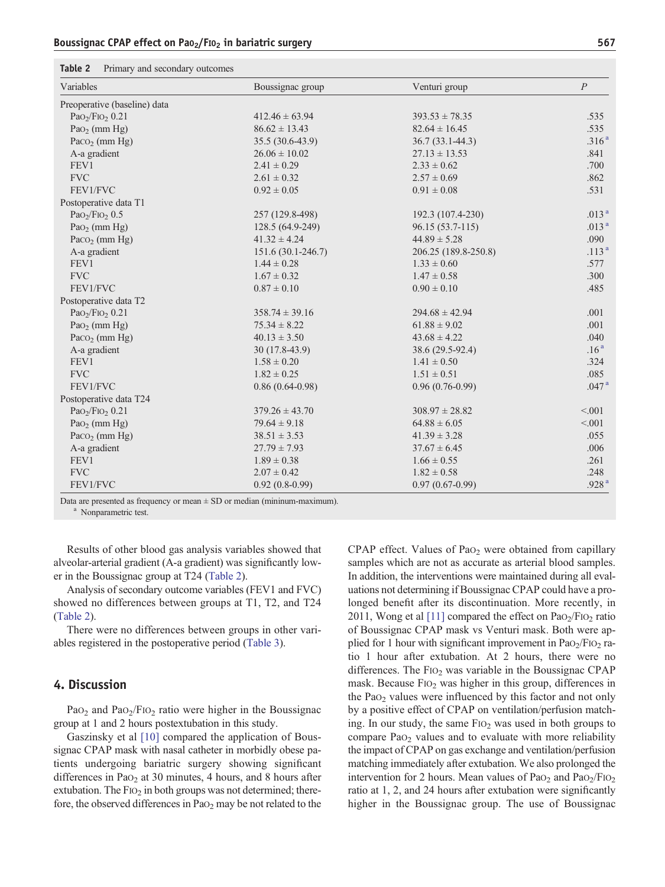**Table 2** Primary and secondary outcomes

| Variables | Boussignac group | Venturi group | P |
|---|---|---|---|
| Preoperative (baseline) data | | | |
| $PaO_2/FIO_2$ 0.21 | 412.46 ± 63.94 | 393.53 ± 78.35 | .535 |
| $PaO_2$ (mm Hg) | 86.62 ± 13.43 | 82.64 ± 16.45 | .535 |
| $PaCO_2$ (mm Hg) | 35.5 (30.6-43.9) | 36.7 (33.1-44.3) | .316 [a] |
| A-a gradient | 26.06 ± 10.02 | 27.13 ± 13.53 | .841 |
| FEV1 | 2.41 ± 0.29 | 2.33 ± 0.62 | .700 |
| FVC | 2.61 ± 0.32 | 2.57 ± 0.69 | .862 |
| FEV1/FVC | 0.92 ± 0.05 | 0.91 ± 0.08 | .531 |
| Postoperative data T1 | | | |
| $PaO_2/FIO_2$ 0.5 | 257 (129.8-498) | 192.3 (107.4-230) | .013 [a] |
| $PaO_2$ (mm Hg) | 128.5 (64.9-249) | 96.15 (53.7-115) | .013 [a] |
| $PaCO_2$ (mm Hg) | 41.32 ± 4.24 | 44.89 ± 5.28 | .090 |
| A-a gradient | 151.6 (30.1-246.7) | 206.25 (189.8-250.8) | .113 [a] |
| FEV1 | 1.44 ± 0.28 | 1.33 ± 0.60 | .577 |
| FVC | 1.67 ± 0.32 | 1.47 ± 0.58 | .300 |
| FEV1/FVC | 0.87 ± 0.10 | 0.90 ± 0.10 | .485 |
| Postoperative data T2 | | | |
| $PaO_2/FIO_2$ 0.21 | 358.74 ± 39.16 | 294.68 ± 42.94 | .001 |
| $PaO_2$ (mm Hg) | 75.34 ± 8.22 | 61.88 ± 9.02 | .001 |
| $PaCO_2$ (mm Hg) | 40.13 ± 3.50 | 43.68 ± 4.22 | .040 |
| A-a gradient | 30 (17.8-43.9) | 38.6 (29.5-92.4) | .16 [a] |
| FEV1 | 1.58 ± 0.20 | 1.41 ± 0.50 | .324 |
| FVC | 1.82 ± 0.25 | 1.51 ± 0.51 | .085 |
| FEV1/FVC | 0.86 (0.64-0.98) | 0.96 (0.76-0.99) | .047 [a] |
| Postoperative data T24 | | | |
| $PaO_2/FIO_2$ 0.21 | 379.26 ± 43.70 | 308.97 ± 28.82 | <.001 |
| $PaO_2$ (mm Hg) | 79.64 ± 9.18 | 64.88 ± 6.05 | <.001 |
| $PaCO_2$ (mm Hg) | 38.51 ± 3.53 | 41.39 ± 3.28 | .055 |
| A-a gradient | 27.79 ± 7.93 | 37.67 ± 6.45 | .006 |
| FEV1 | 1.89 ± 0.38 | 1.66 ± 0.55 | .261 |
| FVC | 2.07 ± 0.42 | 1.82 ± 0.58 | .248 |
| FEV1/FVC | 0.92 (0.8-0.99) | 0.97 (0.67-0.99) | .928 [a] |

Data are presented as frequency or mean ± SD or median (mininum-maximum).
[a] Nonparametric test.

Results of other blood gas analysis variables showed that alveolar-arterial gradient (A-a gradient) was significantly lower in the Boussignac group at T24 (Table 2).

Analysis of secondary outcome variables (FEV1 and FVC) showed no differences between groups at T1, T2, and T24 (Table 2).

There were no differences between groups in other variables registered in the postoperative period (Table 3).

## 4. Discussion

$PaO_2$ and $PaO_2/FIO_2$ ratio were higher in the Boussignac group at 1 and 2 hours postextubation in this study.

Gaszinsky et al [10] compared the application of Boussignac CPAP mask with nasal catheter in morbidly obese patients undergoing bariatric surgery showing significant differences in $PaO_2$ at 30 minutes, 4 hours, and 8 hours after extubation. The $FIO_2$ in both groups was not determined; therefore, the observed differences in $PaO_2$ may be not related to the CPAP effect. Values of $PaO_2$ were obtained from capillary samples which are not as accurate as arterial blood samples. In addition, the interventions were maintained during all evaluations not determining if Boussignac CPAP could have a prolonged benefit after its discontinuation. More recently, in 2011, Wong et al [11] compared the effect on $PaO_2/FIO_2$ ratio of Boussignac CPAP mask vs Venturi mask. Both were applied for 1 hour with significant improvement in $PaO_2/FIO_2$ ratio 1 hour after extubation. At 2 hours, there were no differences. The $FIO_2$ was variable in the Boussignac CPAP mask. Because $FIO_2$ was higher in this group, differences in the $PaO_2$ values were influenced by this factor and not only by a positive effect of CPAP on ventilation/perfusion matching. In our study, the same $FIO_2$ was used in both groups to compare $PaO_2$ values and to evaluate with more reliability the impact of CPAP on gas exchange and ventilation/perfusion matching immediately after extubation. We also prolonged the intervention for 2 hours. Mean values of $PaO_2$ and $PaO_2/FIO_2$ ratio at 1, 2, and 24 hours after extubation were significantly higher in the Boussignac group. The use of Boussignac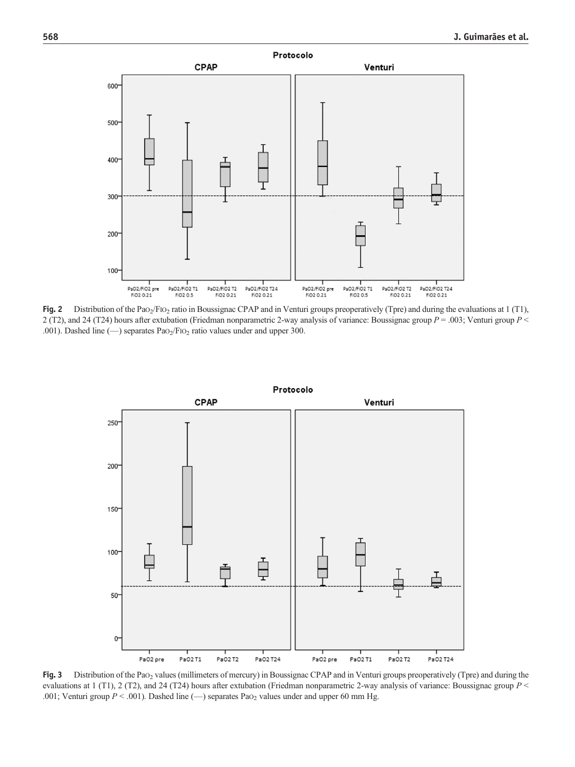**Fig. 2** Distribution of the $PaO_2/FIO_2$ ratio in Boussignac CPAP and in Venturi groups preoperatively (Tpre) and during the evaluations at 1 (T1), 2 (T2), and 24 (T24) hours after extubation (Friedman nonparametric 2-way analysis of variance: Boussignac group $P = .003$; Venturi group $P < .001$). Dashed line (—) separates $PaO_2/FIO_2$ ratio values under and upper 300.

**Fig. 3** Distribution of the $PaO_2$ values (millimeters of mercury) in Boussignac CPAP and in Venturi groups preoperatively (Tpre) and during the evaluations at 1 (T1), 2 (T2), and 24 (T24) hours after extubation (Friedman nonparametric 2-way analysis of variance: Boussignac group $P < .001$; Venturi group $P < .001$). Dashed line (—) separates $PaO_2$ values under and upper 60 mm Hg.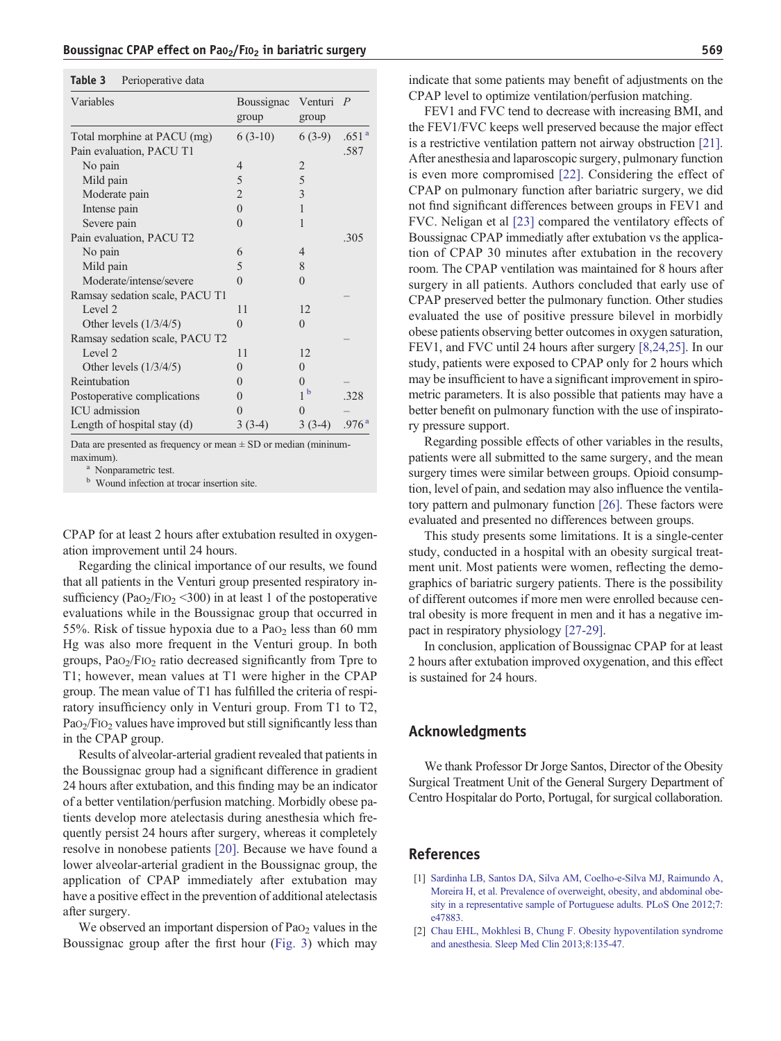**Table 3** Perioperative data

| Variables | Boussignac group | Venturi group | P |
|---|---|---|---|
| Total morphine at PACU (mg) | 6 (3-10) | 6 (3-9) | .651 [a] |
| Pain evaluation, PACU T1 | | | .587 |
| No pain | 4 | 2 | |
| Mild pain | 5 | 5 | |
| Moderate pain | 2 | 3 | |
| Intense pain | 0 | 1 | |
| Severe pain | 0 | 1 | |
| Pain evaluation, PACU T2 | | | .305 |
| No pain | 6 | 4 | |
| Mild pain | 5 | 8 | |
| Moderate/intense/severe | 0 | 0 | |
| Ramsay sedation scale, PACU T1 | | | – |
| Level 2 | 11 | 12 | |
| Other levels (1/3/4/5) | 0 | 0 | |
| Ramsay sedation scale, PACU T2 | | | – |
| Level 2 | 11 | 12 | |
| Other levels (1/3/4/5) | 0 | 0 | |
| Reintubation | 0 | 0 | – |
| Postoperative complications | 0 | 1 [b] | .328 |
| ICU admission | 0 | 0 | – |
| Length of hospital stay (d) | 3 (3-4) | 3 (3-4) | .976 [a] |

Data are presented as frequency or mean ± SD or median (mininum-maximum).

[a] Nonparametric test.

[b] Wound infection at trocar insertion site.

CPAP for at least 2 hours after extubation resulted in oxygenation improvement until 24 hours.

Regarding the clinical importance of our results, we found that all patients in the Venturi group presented respiratory insufficiency ($Pao_2/Fio_2$ <300) in at least 1 of the postoperative evaluations while in the Boussignac group that occurred in 55%. Risk of tissue hypoxia due to a $Pao_2$ less than 60 mm Hg was also more frequent in the Venturi group. In both groups, $Pao_2/Fio_2$ ratio decreased significantly from Tpre to T1; however, mean values at T1 were higher in the CPAP group. The mean value of T1 has fulfilled the criteria of respiratory insufficiency only in Venturi group. From T1 to T2, $Pao_2/Fio_2$ values have improved but still significantly less than in the CPAP group.

Results of alveolar-arterial gradient revealed that patients in the Boussignac group had a significant difference in gradient 24 hours after extubation, and this finding may be an indicator of a better ventilation/perfusion matching. Morbidly obese patients develop more atelectasis during anesthesia which frequently persist 24 hours after surgery, whereas it completely resolve in nonobese patients [20]. Because we have found a lower alveolar-arterial gradient in the Boussignac group, the application of CPAP immediately after extubation may have a positive effect in the prevention of additional atelectasis after surgery.

We observed an important dispersion of $Pao_2$ values in the Boussignac group after the first hour (Fig. 3) which may indicate that some patients may benefit of adjustments on the CPAP level to optimize ventilation/perfusion matching.

FEV1 and FVC tend to decrease with increasing BMI, and the FEV1/FVC keeps well preserved because the major effect is a restrictive ventilation pattern not airway obstruction [21]. After anesthesia and laparoscopic surgery, pulmonary function is even more compromised [22]. Considering the effect of CPAP on pulmonary function after bariatric surgery, we did not find significant differences between groups in FEV1 and FVC. Neligan et al [23] compared the ventilatory effects of Boussignac CPAP immediately after extubation vs the application of CPAP 30 minutes after extubation in the recovery room. The CPAP ventilation was maintained for 8 hours after surgery in all patients. Authors concluded that early use of CPAP preserved better the pulmonary function. Other studies evaluated the use of positive pressure bilevel in morbidly obese patients observing better outcomes in oxygen saturation, FEV1, and FVC until 24 hours after surgery [8,24,25]. In our study, patients were exposed to CPAP only for 2 hours which may be insufficient to have a significant improvement in spirometric parameters. It is also possible that patients may have a better benefit on pulmonary function with the use of inspiratory pressure support.

Regarding possible effects of other variables in the results, patients were all submitted to the same surgery, and the mean surgery times were similar between groups. Opioid consumption, level of pain, and sedation may also influence the ventilatory pattern and pulmonary function [26]. These factors were evaluated and presented no differences between groups.

This study presents some limitations. It is a single-center study, conducted in a hospital with an obesity surgical treatment unit. Most patients were women, reflecting the demographics of bariatric surgery patients. There is the possibility of different outcomes if more men were enrolled because central obesity is more frequent in men and it has a negative impact in respiratory physiology [27-29].

In conclusion, application of Boussignac CPAP for at least 2 hours after extubation improved oxygenation, and this effect is sustained for 24 hours.

## Acknowledgments

We thank Professor Dr Jorge Santos, Director of the Obesity Surgical Treatment Unit of the General Surgery Department of Centro Hospitalar do Porto, Portugal, for surgical collaboration.

## References

[1] Sardinha LB, Santos DA, Silva AM, Coelho-e-Silva MJ, Raimundo A, Moreira H, et al. Prevalence of overweight, obesity, and abdominal obesity in a representative sample of Portuguese adults. PLoS One 2012;7:e47883.

[2] Chau EHL, Mokhlesi B, Chung F. Obesity hypoventilation syndrome and anesthesia. Sleep Med Clin 2013;8:135-47.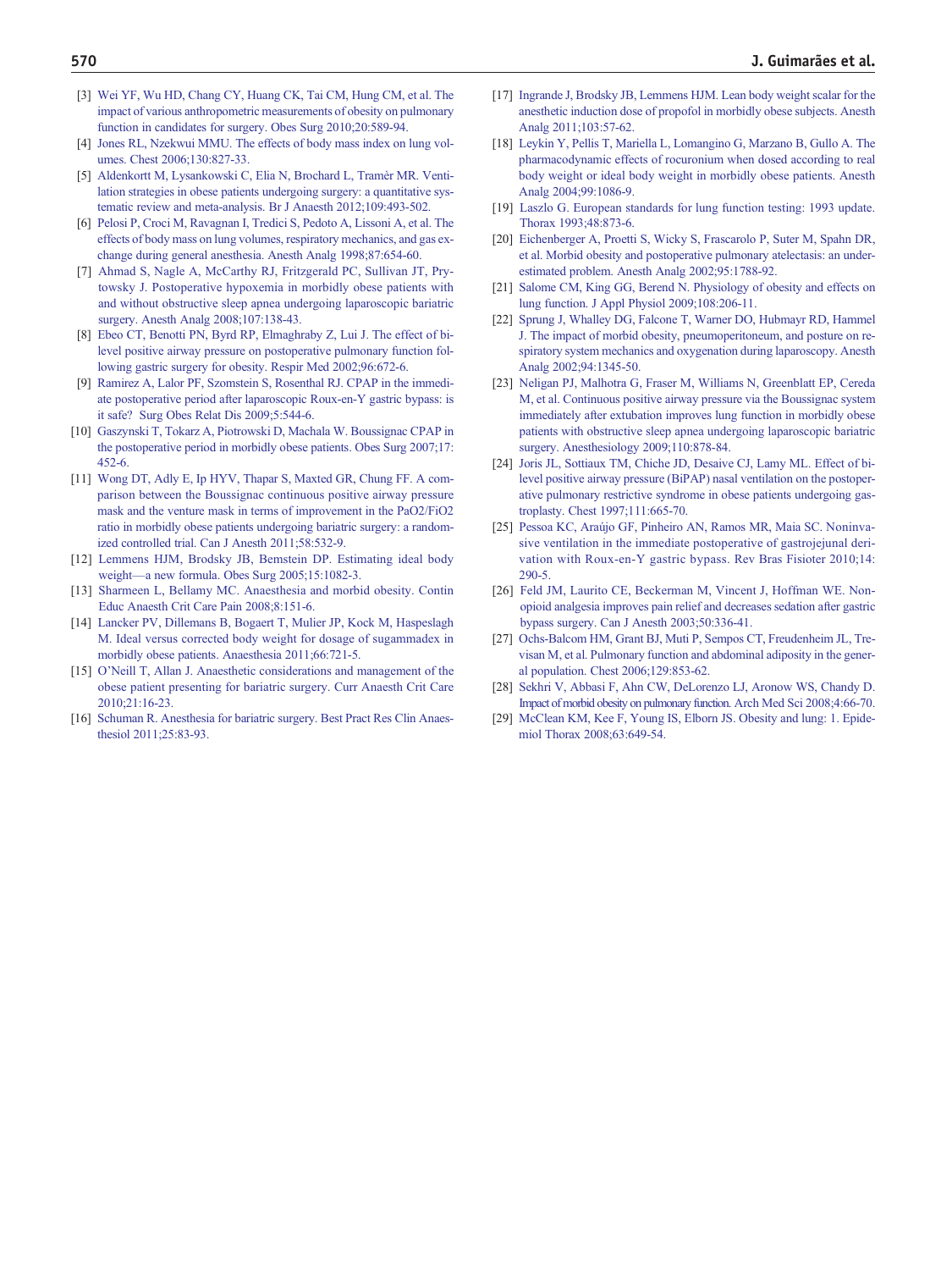[3] Wei YF, Wu HD, Chang CY, Huang CK, Tai CM, Hung CM, et al. The impact of various anthropometric measurements of obesity on pulmonary function in candidates for surgery. Obes Surg 2010;20:589-94.

[4] Jones RL, Nzekwui MMU. The effects of body mass index on lung volumes. Chest 2006;130:827-33.

[5] Aldenkortt M, Lysankowski C, Elia N, Brochard L, Tramèr MR. Ventilation strategies in obese patients undergoing surgery: a quantitative systematic review and meta-analysis. Br J Anaesth 2012;109:493-502.

[6] Pelosi P, Croci M, Ravagnan I, Tredici S, Pedoto A, Lissoni A, et al. The effects of body mass on lung volumes, respiratory mechanics, and gas exchange during general anesthesia. Anesth Analg 1998;87:654-60.

[7] Ahmad S, Nagle A, McCarthy RJ, Fritzgerald PC, Sullivan JT, Prytowsky J. Postoperative hypoxemia in morbidly obese patients with and without obstructive sleep apnea undergoing laparoscopic bariatric surgery. Anesth Analg 2008;107:138-43.

[8] Ebeo CT, Benotti PN, Byrd RP, Elmaghraby Z, Lui J. The effect of bi-level positive airway pressure on postoperative pulmonary function following gastric surgery for obesity. Respir Med 2002;96:672-6.

[9] Ramirez A, Lalor PF, Szomstein S, Rosenthal RJ. CPAP in the immediate postoperative period after laparoscopic Roux-en-Y gastric bypass: is it safe? Surg Obes Relat Dis 2009;5:544-6.

[10] Gaszynski T, Tokarz A, Piotrowski D, Machala W. Boussignac CPAP in the postoperative period in morbidly obese patients. Obes Surg 2007;17:452-6.

[11] Wong DT, Adly E, Ip HYV, Thapar S, Maxted GR, Chung FF. A comparison between the Boussignac continuous positive airway pressure mask and the venture mask in terms of improvement in the PaO2/FiO2 ratio in morbidly obese patients undergoing bariatric surgery: a randomized controlled trial. Can J Anesth 2011;58:532-9.

[12] Lemmens HJM, Brodsky JB, Bemstein DP. Estimating ideal body weight—a new formula. Obes Surg 2005;15:1082-3.

[13] Sharmeen L, Bellamy MC. Anaesthesia and morbid obesity. Contin Educ Anaesth Crit Care Pain 2008;8:151-6.

[14] Lancker PV, Dillemans B, Bogaert T, Mulier JP, Kock M, Haspeslagh M. Ideal versus corrected body weight for dosage of sugammadex in morbidly obese patients. Anaesthesia 2011;66:721-5.

[15] O'Neill T, Allan J. Anaesthetic considerations and management of the obese patient presenting for bariatric surgery. Curr Anaesth Crit Care 2010;21:16-23.

[16] Schuman R. Anesthesia for bariatric surgery. Best Pract Res Clin Anaesthesiol 2011;25:83-93.

[17] Ingrande J, Brodsky JB, Lemmens HJM. Lean body weight scalar for the anesthetic induction dose of propofol in morbidly obese subjects. Anesth Analg 2011;103:57-62.

[18] Leykin Y, Pellis T, Mariella L, Lomangino G, Marzano B, Gullo A. The pharmacodynamic effects of rocuronium when dosed according to real body weight or ideal body weight in morbidly obese patients. Anesth Analg 2004;99:1086-9.

[19] Laszlo G. European standards for lung function testing: 1993 update. Thorax 1993;48:873-6.

[20] Eichenberger A, Proetti S, Wicky S, Frascarolo P, Suter M, Spahn DR, et al. Morbid obesity and postoperative pulmonary atelectasis: an underestimated problem. Anesth Analg 2002;95:1788-92.

[21] Salome CM, King GG, Berend N. Physiology of obesity and effects on lung function. J Appl Physiol 2009;108:206-11.

[22] Sprung J, Whalley DG, Falcone T, Warner DO, Hubmayr RD, Hammel J. The impact of morbid obesity, pneumoperitoneum, and posture on respiratory system mechanics and oxygenation during laparoscopy. Anesth Analg 2002;94:1345-50.

[23] Neligan PJ, Malhotra G, Fraser M, Williams N, Greenblatt EP, Cereda M, et al. Continuous positive airway pressure via the Boussignac system immediately after extubation improves lung function in morbidly obese patients with obstructive sleep apnea undergoing laparoscopic bariatric surgery. Anesthesiology 2009;110:878-84.

[24] Joris JL, Sottiaux TM, Chiche JD, Desaive CJ, Lamy ML. Effect of bi-level positive airway pressure (BiPAP) nasal ventilation on the postoperative pulmonary restrictive syndrome in obese patients undergoing gastroplasty. Chest 1997;111:665-70.

[25] Pessoa KC, Araújo GF, Pinheiro AN, Ramos MR, Maia SC. Noninvasive ventilation in the immediate postoperative of gastrojejunal derivation with Roux-en-Y gastric bypass. Rev Bras Fisioter 2010;14:290-5.

[26] Feld JM, Laurito CE, Beckerman M, Vincent J, Hoffman WE. Non-opioid analgesia improves pain relief and decreases sedation after gastric bypass surgery. Can J Anesth 2003;50:336-41.

[27] Ochs-Balcom HM, Grant BJ, Muti P, Sempos CT, Freudenheim JL, Trevisan M, et al. Pulmonary function and abdominal adiposity in the general population. Chest 2006;129:853-62.

[28] Sekhri V, Abbasi F, Ahn CW, DeLorenzo LJ, Aronow WS, Chandy D. Impact of morbid obesity on pulmonary function. Arch Med Sci 2008;4:66-70.

[29] McClean KM, Kee F, Young IS, Elborn JS. Obesity and lung: 1. Epidemiol Thorax 2008;63:649-54.